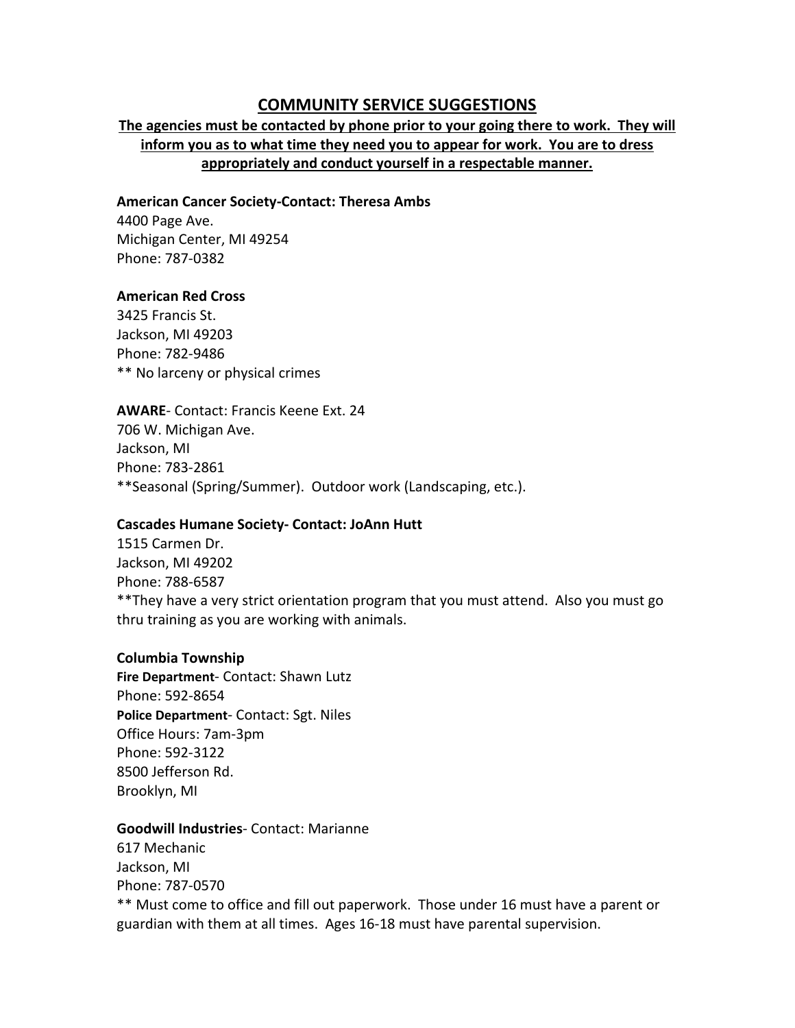# COMMUNITY SERVICE SUGGESTIONS

**The agencies must be contacted by phone prior to your going there to work. They will inform you as to what time they need you to appear for work. You are to dress appropriately and conduct yourself in a respectable manner.**

**American Cancer Society-Contact: Theresa Ambs**
4400 Page Ave.
Michigan Center, MI 49254
Phone: 787-0382

**American Red Cross**
3425 Francis St.
Jackson, MI 49203
Phone: 782-9486
** No larceny or physical crimes

**AWARE**- Contact: Francis Keene Ext. 24
706 W. Michigan Ave.
Jackson, MI
Phone: 783-2861
**Seasonal (Spring/Summer). Outdoor work (Landscaping, etc.).

**Cascades Humane Society- Contact: JoAnn Hutt**
1515 Carmen Dr.
Jackson, MI 49202
Phone: 788-6587
**They have a very strict orientation program that you must attend. Also you must go thru training as you are working with animals.

**Columbia Township**
**Fire Department**- Contact: Shawn Lutz
Phone: 592-8654
**Police Department**- Contact: Sgt. Niles
Office Hours: 7am-3pm
Phone: 592-3122
8500 Jefferson Rd.
Brooklyn, MI

**Goodwill Industries**- Contact: Marianne
617 Mechanic
Jackson, MI
Phone: 787-0570
** Must come to office and fill out paperwork. Those under 16 must have a parent or guardian with them at all times. Ages 16-18 must have parental supervision.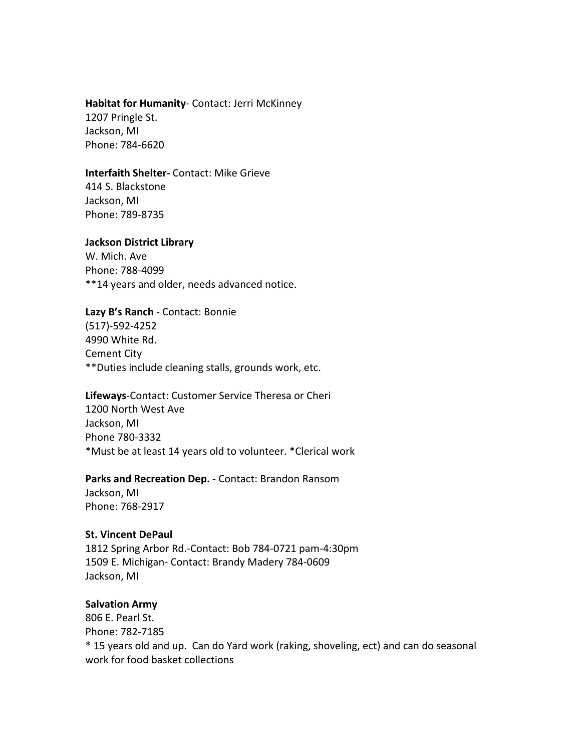**Habitat for Humanity**- Contact: Jerri McKinney
1207 Pringle St.
Jackson, MI
Phone: 784-6620

**Interfaith Shelter-** Contact: Mike Grieve
414 S. Blackstone
Jackson, MI
Phone: 789-8735

**Jackson District Library**
W. Mich. Ave
Phone: 788-4099
**14 years and older, needs advanced notice.

**Lazy B's Ranch** - Contact: Bonnie
(517)-592-4252
4990 White Rd.
Cement City
**Duties include cleaning stalls, grounds work, etc.

**Lifeways**-Contact: Customer Service Theresa or Cheri
1200 North West Ave
Jackson, MI
Phone 780-3332
*Must be at least 14 years old to volunteer. *Clerical work

**Parks and Recreation Dep.** - Contact: Brandon Ransom
Jackson, MI
Phone: 768-2917

**St. Vincent DePaul**
1812 Spring Arbor Rd.-Contact: Bob 784-0721 pam-4:30pm
1509 E. Michigan- Contact: Brandy Madery 784-0609
Jackson, MI

**Salvation Army**
806 E. Pearl St.
Phone: 782-7185
* 15 years old and up. Can do Yard work (raking, shoveling, ect) and can do seasonal work for food basket collections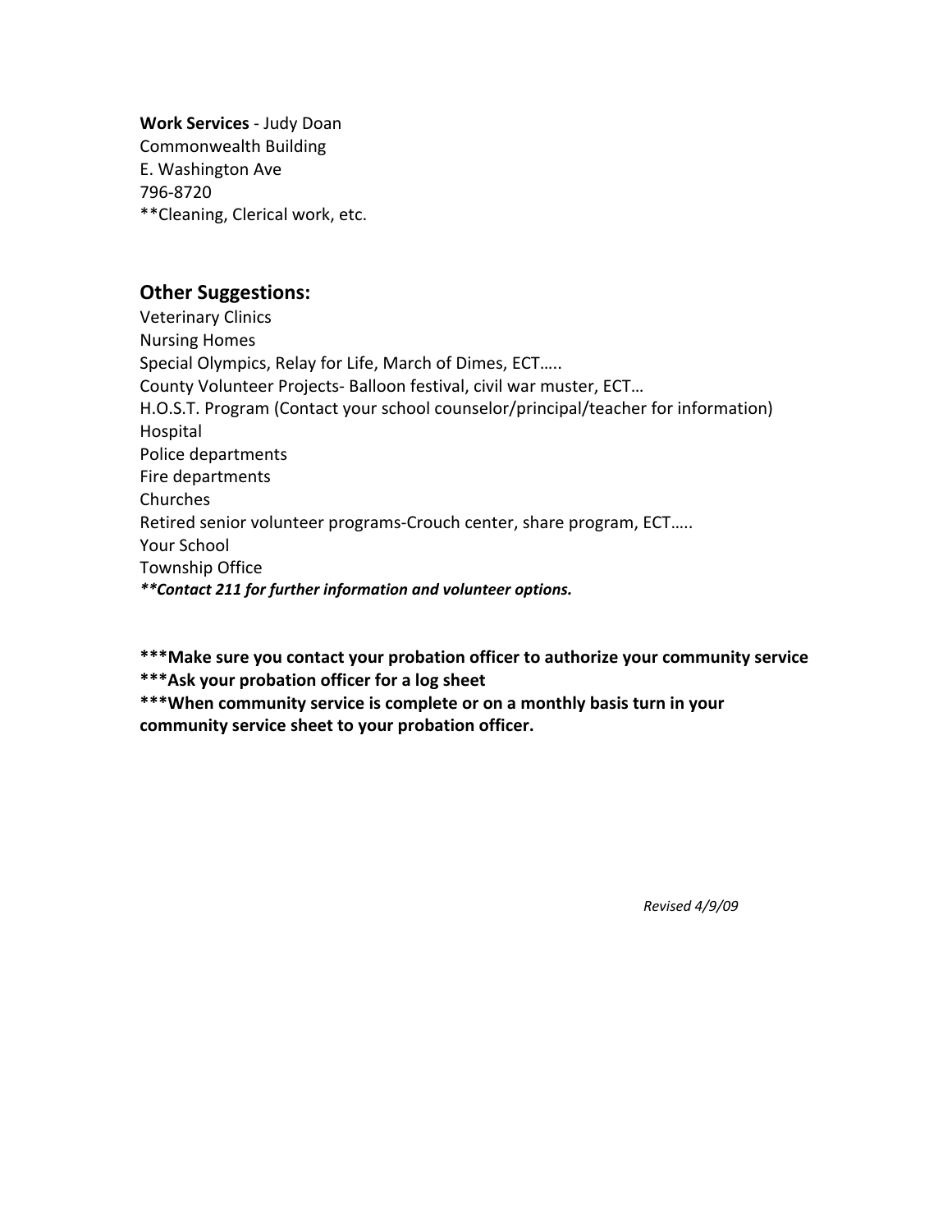**Work Services** - Judy Doan
Commonwealth Building
E. Washington Ave
796-8720
**Cleaning, Clerical work, etc.

## Other Suggestions:

Veterinary Clinics
Nursing Homes
Special Olympics, Relay for Life, March of Dimes, ECT…..
County Volunteer Projects- Balloon festival, civil war muster, ECT…
H.O.S.T. Program (Contact your school counselor/principal/teacher for information)
Hospital
Police departments
Fire departments
Churches
Retired senior volunteer programs-Crouch center, share program, ECT…..
Your School
Township Office
***\*\*Contact 211 for further information and volunteer options.***

**\*\*\*Make sure you contact your probation officer to authorize your community service**
**\*\*\*Ask your probation officer for a log sheet**
**\*\*\*When community service is complete or on a monthly basis turn in your community service sheet to your probation officer.**

*Revised 4/9/09*